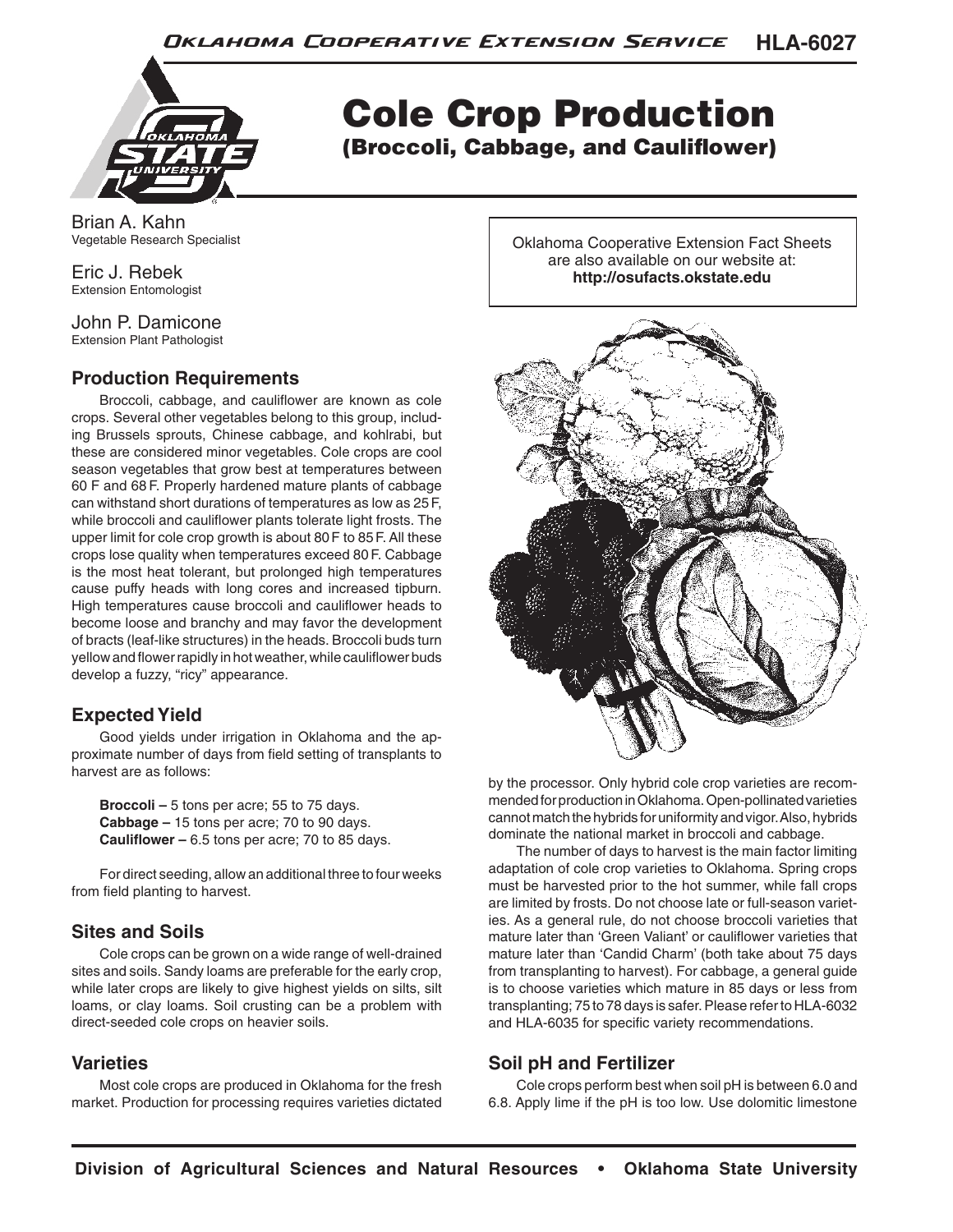# Cole Crop Production

## (Broccoli, Cabbage, and Cauliflower)

Brian A. Kahn
Vegetable Research Specialist

Eric J. Rebek
Extension Entomologist

John P. Damicone
Extension Plant Pathologist

Oklahoma Cooperative Extension Fact Sheets are also available on our website at: **http://osufacts.okstate.edu**

## Production Requirements

Broccoli, cabbage, and cauliflower are known as cole crops. Several other vegetables belong to this group, including Brussels sprouts, Chinese cabbage, and kohlrabi, but these are considered minor vegetables. Cole crops are cool season vegetables that grow best at temperatures between 60 F and 68 F. Properly hardened mature plants of cabbage can withstand short durations of temperatures as low as 25 F, while broccoli and cauliflower plants tolerate light frosts. The upper limit for cole crop growth is about 80 F to 85 F. All these crops lose quality when temperatures exceed 80 F. Cabbage is the most heat tolerant, but prolonged high temperatures cause puffy heads with long cores and increased tipburn. High temperatures cause broccoli and cauliflower heads to become loose and branchy and may favor the development of bracts (leaf-like structures) in the heads. Broccoli buds turn yellow and flower rapidly in hot weather, while cauliflower buds develop a fuzzy, "ricy" appearance.

## Expected Yield

Good yields under irrigation in Oklahoma and the approximate number of days from field setting of transplants to harvest are as follows:

**Broccoli –** 5 tons per acre; 55 to 75 days.
**Cabbage –** 15 tons per acre; 70 to 90 days.
**Cauliflower –** 6.5 tons per acre; 70 to 85 days.

For direct seeding, allow an additional three to four weeks from field planting to harvest.

## Sites and Soils

Cole crops can be grown on a wide range of well-drained sites and soils. Sandy loams are preferable for the early crop, while later crops are likely to give highest yields on silts, silt loams, or clay loams. Soil crusting can be a problem with direct-seeded cole crops on heavier soils.

## Varieties

Most cole crops are produced in Oklahoma for the fresh market. Production for processing requires varieties dictated by the processor. Only hybrid cole crop varieties are recommended for production in Oklahoma. Open-pollinated varieties cannot match the hybrids for uniformity and vigor. Also, hybrids dominate the national market in broccoli and cabbage.

The number of days to harvest is the main factor limiting adaptation of cole crop varieties to Oklahoma. Spring crops must be harvested prior to the hot summer, while fall crops are limited by frosts. Do not choose late or full-season varieties. As a general rule, do not choose broccoli varieties that mature later than 'Green Valiant' or cauliflower varieties that mature later than 'Candid Charm' (both take about 75 days from transplanting to harvest). For cabbage, a general guide is to choose varieties which mature in 85 days or less from transplanting; 75 to 78 days is safer. Please refer to HLA-6032 and HLA-6035 for specific variety recommendations.

## Soil pH and Fertilizer

Cole crops perform best when soil pH is between 6.0 and 6.8. Apply lime if the pH is too low. Use dolomitic limestone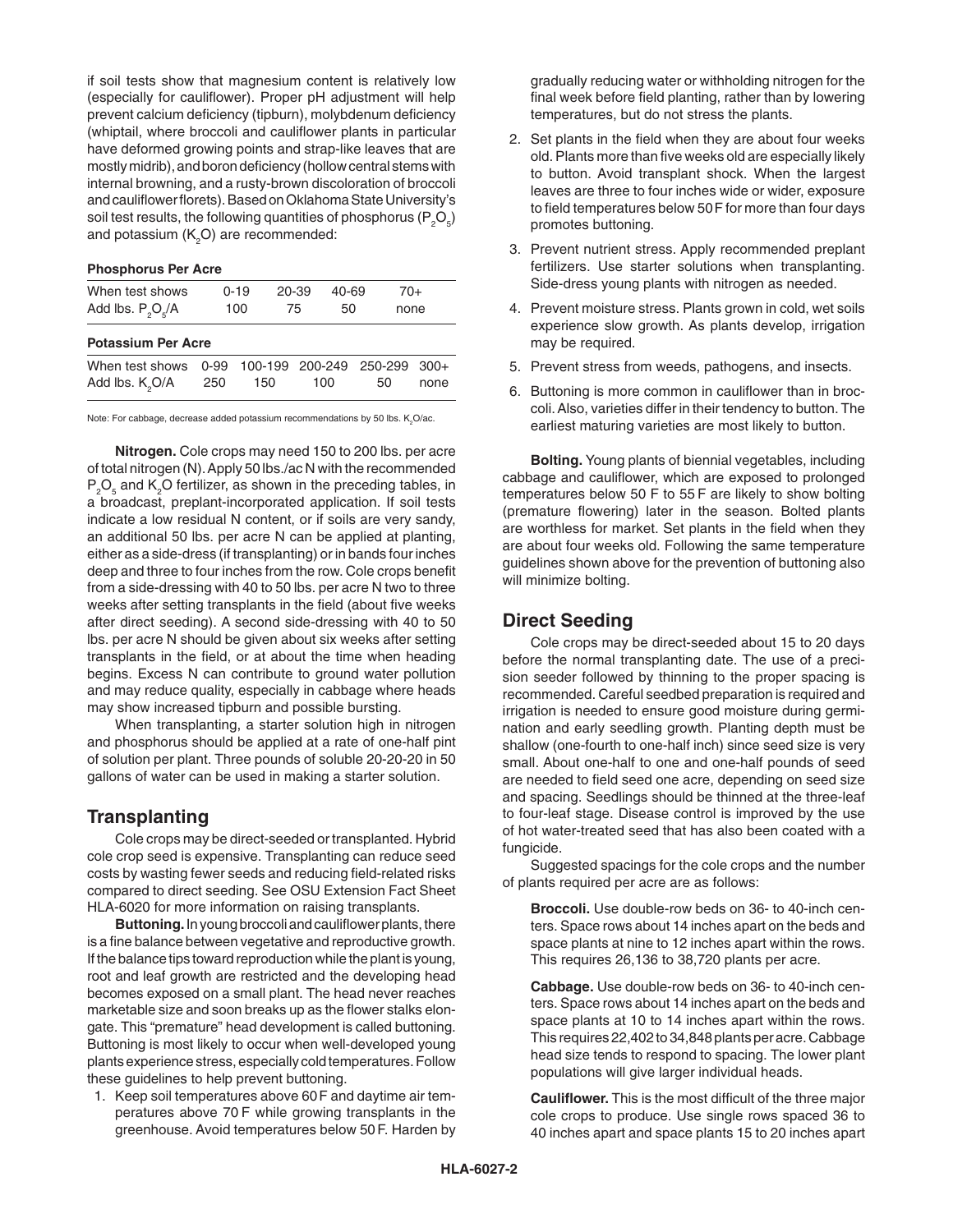if soil tests show that magnesium content is relatively low (especially for cauliflower). Proper pH adjustment will help prevent calcium deficiency (tipburn), molybdenum deficiency (whiptail, where broccoli and cauliflower plants in particular have deformed growing points and strap-like leaves that are mostly midrib), and boron deficiency (hollow central stems with internal browning, and a rusty-brown discoloration of broccoli and cauliflower florets). Based on Oklahoma State University's soil test results, the following quantities of phosphorus ($P_2O_5$) and potassium ($K_2O$) are recommended:

**Phosphorus Per Acre**

| When test shows | 0-19 | 20-39 | 40-69 | 70+ |
|---|---|---|---|---|
| Add lbs. $P_2O_5$/A | 100 | 75 | 50 | none |

**Potassium Per Acre**

| When test shows | 0-99 | 100-199 | 200-249 | 250-299 | 300+ |
|---|---|---|---|---|---|
| Add lbs. $K_2O$/A | 250 | 150 | 100 | 50 | none |

Note: For cabbage, decrease added potassium recommendations by 50 lbs. $K_2O$/ac.

**Nitrogen.** Cole crops may need 150 to 200 lbs. per acre of total nitrogen (N). Apply 50 lbs./ac N with the recommended $P_2O_5$ and $K_2O$ fertilizer, as shown in the preceding tables, in a broadcast, preplant-incorporated application. If soil tests indicate a low residual N content, or if soils are very sandy, an additional 50 lbs. per acre N can be applied at planting, either as a side-dress (if transplanting) or in bands four inches deep and three to four inches from the row. Cole crops benefit from a side-dressing with 40 to 50 lbs. per acre N two to three weeks after setting transplants in the field (about five weeks after direct seeding). A second side-dressing with 40 to 50 lbs. per acre N should be given about six weeks after setting transplants in the field, or at about the time when heading begins. Excess N can contribute to ground water pollution and may reduce quality, especially in cabbage where heads may show increased tipburn and possible bursting.

When transplanting, a starter solution high in nitrogen and phosphorus should be applied at a rate of one-half pint of solution per plant. Three pounds of soluble 20-20-20 in 50 gallons of water can be used in making a starter solution.

## Transplanting

Cole crops may be direct-seeded or transplanted. Hybrid cole crop seed is expensive. Transplanting can reduce seed costs by wasting fewer seeds and reducing field-related risks compared to direct seeding. See OSU Extension Fact Sheet HLA-6020 for more information on raising transplants.

**Buttoning.** In young broccoli and cauliflower plants, there is a fine balance between vegetative and reproductive growth. If the balance tips toward reproduction while the plant is young, root and leaf growth are restricted and the developing head becomes exposed on a small plant. The head never reaches marketable size and soon breaks up as the flower stalks elongate. This "premature" head development is called buttoning. Buttoning is most likely to occur when well-developed young plants experience stress, especially cold temperatures. Follow these guidelines to help prevent buttoning.

1. Keep soil temperatures above 60 F and daytime air temperatures above 70 F while growing transplants in the greenhouse. Avoid temperatures below 50 F. Harden by gradually reducing water or withholding nitrogen for the final week before field planting, rather than by lowering temperatures, but do not stress the plants.
2. Set plants in the field when they are about four weeks old. Plants more than five weeks old are especially likely to button. Avoid transplant shock. When the largest leaves are three to four inches wide or wider, exposure to field temperatures below 50 F for more than four days promotes buttoning.
3. Prevent nutrient stress. Apply recommended preplant fertilizers. Use starter solutions when transplanting. Side-dress young plants with nitrogen as needed.
4. Prevent moisture stress. Plants grown in cold, wet soils experience slow growth. As plants develop, irrigation may be required.
5. Prevent stress from weeds, pathogens, and insects.
6. Buttoning is more common in cauliflower than in broccoli. Also, varieties differ in their tendency to button. The earliest maturing varieties are most likely to button.

**Bolting.** Young plants of biennial vegetables, including cabbage and cauliflower, which are exposed to prolonged temperatures below 50 F to 55 F are likely to show bolting (premature flowering) later in the season. Bolted plants are worthless for market. Set plants in the field when they are about four weeks old. Following the same temperature guidelines shown above for the prevention of buttoning also will minimize bolting.

## Direct Seeding

Cole crops may be direct-seeded about 15 to 20 days before the normal transplanting date. The use of a precision seeder followed by thinning to the proper spacing is recommended. Careful seedbed preparation is required and irrigation is needed to ensure good moisture during germination and early seedling growth. Planting depth must be shallow (one-fourth to one-half inch) since seed size is very small. About one-half to one and one-half pounds of seed are needed to field seed one acre, depending on seed size and spacing. Seedlings should be thinned at the three-leaf to four-leaf stage. Disease control is improved by the use of hot water-treated seed that has also been coated with a fungicide.

Suggested spacings for the cole crops and the number of plants required per acre are as follows:

**Broccoli.** Use double-row beds on 36- to 40-inch centers. Space rows about 14 inches apart on the beds and space plants at nine to 12 inches apart within the rows. This requires 26,136 to 38,720 plants per acre.

**Cabbage.** Use double-row beds on 36- to 40-inch centers. Space rows about 14 inches apart on the beds and space plants at 10 to 14 inches apart within the rows. This requires 22,402 to 34,848 plants per acre. Cabbage head size tends to respond to spacing. The lower plant populations will give larger individual heads.

**Cauliflower.** This is the most difficult of the three major cole crops to produce. Use single rows spaced 36 to 40 inches apart and space plants 15 to 20 inches apart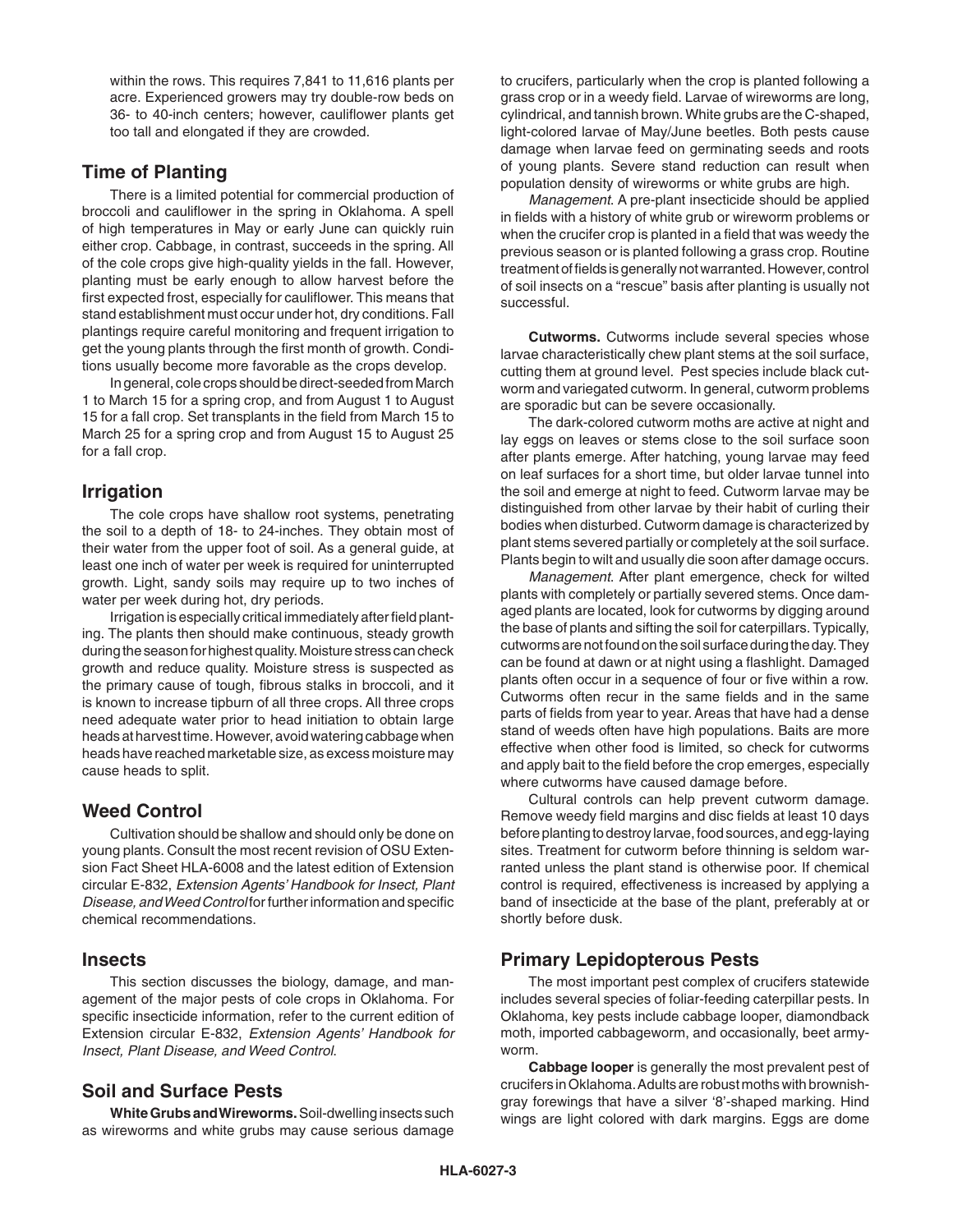within the rows. This requires 7,841 to 11,616 plants per acre. Experienced growers may try double-row beds on 36- to 40-inch centers; however, cauliflower plants get too tall and elongated if they are crowded.

## Time of Planting

There is a limited potential for commercial production of broccoli and cauliflower in the spring in Oklahoma. A spell of high temperatures in May or early June can quickly ruin either crop. Cabbage, in contrast, succeeds in the spring. All of the cole crops give high-quality yields in the fall. However, planting must be early enough to allow harvest before the first expected frost, especially for cauliflower. This means that stand establishment must occur under hot, dry conditions. Fall plantings require careful monitoring and frequent irrigation to get the young plants through the first month of growth. Conditions usually become more favorable as the crops develop.

In general, cole crops should be direct-seeded from March 1 to March 15 for a spring crop, and from August 1 to August 15 for a fall crop. Set transplants in the field from March 15 to March 25 for a spring crop and from August 15 to August 25 for a fall crop.

## Irrigation

The cole crops have shallow root systems, penetrating the soil to a depth of 18- to 24-inches. They obtain most of their water from the upper foot of soil. As a general guide, at least one inch of water per week is required for uninterrupted growth. Light, sandy soils may require up to two inches of water per week during hot, dry periods.

Irrigation is especially critical immediately after field planting. The plants then should make continuous, steady growth during the season for highest quality. Moisture stress can check growth and reduce quality. Moisture stress is suspected as the primary cause of tough, fibrous stalks in broccoli, and it is known to increase tipburn of all three crops. All three crops need adequate water prior to head initiation to obtain large heads at harvest time. However, avoid watering cabbage when heads have reached marketable size, as excess moisture may cause heads to split.

## Weed Control

Cultivation should be shallow and should only be done on young plants. Consult the most recent revision of OSU Extension Fact Sheet HLA-6008 and the latest edition of Extension circular E-832, *Extension Agents' Handbook for Insect, Plant Disease, and Weed Control* for further information and specific chemical recommendations.

## Insects

This section discusses the biology, damage, and management of the major pests of cole crops in Oklahoma. For specific insecticide information, refer to the current edition of Extension circular E-832, *Extension Agents' Handbook for Insect, Plant Disease, and Weed Control*.

## Soil and Surface Pests

**White Grubs and Wireworms.** Soil-dwelling insects such as wireworms and white grubs may cause serious damage to crucifers, particularly when the crop is planted following a grass crop or in a weedy field. Larvae of wireworms are long, cylindrical, and tannish brown. White grubs are the C-shaped, light-colored larvae of May/June beetles. Both pests cause damage when larvae feed on germinating seeds and roots of young plants. Severe stand reduction can result when population density of wireworms or white grubs are high.

*Management.* A pre-plant insecticide should be applied in fields with a history of white grub or wireworm problems or when the crucifer crop is planted in a field that was weedy the previous season or is planted following a grass crop. Routine treatment of fields is generally not warranted. However, control of soil insects on a "rescue" basis after planting is usually not successful.

**Cutworms.** Cutworms include several species whose larvae characteristically chew plant stems at the soil surface, cutting them at ground level. Pest species include black cutworm and variegated cutworm. In general, cutworm problems are sporadic but can be severe occasionally.

The dark-colored cutworm moths are active at night and lay eggs on leaves or stems close to the soil surface soon after plants emerge. After hatching, young larvae may feed on leaf surfaces for a short time, but older larvae tunnel into the soil and emerge at night to feed. Cutworm larvae may be distinguished from other larvae by their habit of curling their bodies when disturbed. Cutworm damage is characterized by plant stems severed partially or completely at the soil surface. Plants begin to wilt and usually die soon after damage occurs.

*Management.* After plant emergence, check for wilted plants with completely or partially severed stems. Once damaged plants are located, look for cutworms by digging around the base of plants and sifting the soil for caterpillars. Typically, cutworms are not found on the soil surface during the day. They can be found at dawn or at night using a flashlight. Damaged plants often occur in a sequence of four or five within a row. Cutworms often recur in the same fields and in the same parts of fields from year to year. Areas that have had a dense stand of weeds often have high populations. Baits are more effective when other food is limited, so check for cutworms and apply bait to the field before the crop emerges, especially where cutworms have caused damage before.

Cultural controls can help prevent cutworm damage. Remove weedy field margins and disc fields at least 10 days before planting to destroy larvae, food sources, and egg-laying sites. Treatment for cutworm before thinning is seldom warranted unless the plant stand is otherwise poor. If chemical control is required, effectiveness is increased by applying a band of insecticide at the base of the plant, preferably at or shortly before dusk.

## Primary Lepidopterous Pests

The most important pest complex of crucifers statewide includes several species of foliar-feeding caterpillar pests. In Oklahoma, key pests include cabbage looper, diamondback moth, imported cabbageworm, and occasionally, beet armyworm.

**Cabbage looper** is generally the most prevalent pest of crucifers in Oklahoma. Adults are robust moths with brownish-gray forewings that have a silver '8'-shaped marking. Hind wings are light colored with dark margins. Eggs are dome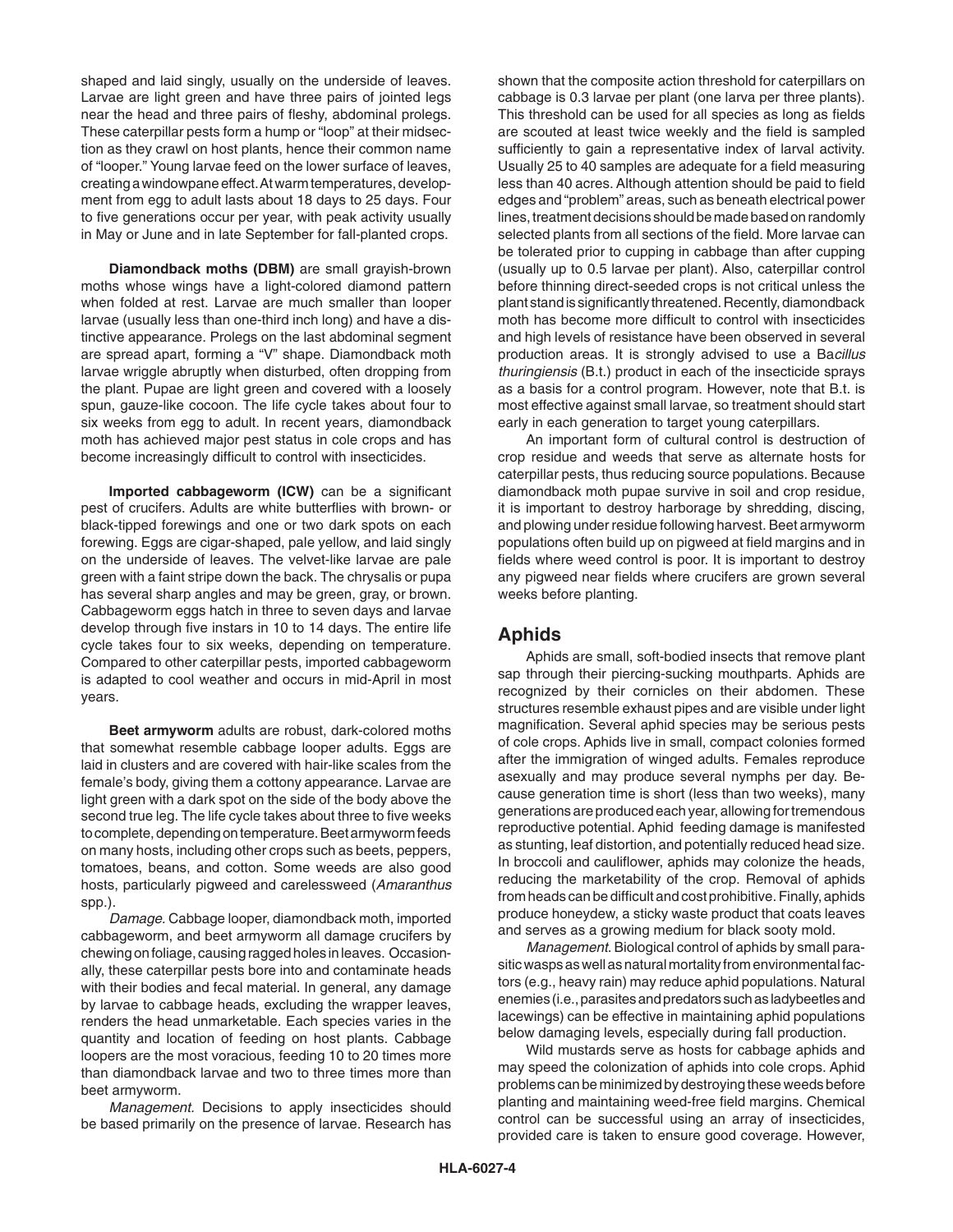shaped and laid singly, usually on the underside of leaves. Larvae are light green and have three pairs of jointed legs near the head and three pairs of fleshy, abdominal prolegs. These caterpillar pests form a hump or "loop" at their midsection as they crawl on host plants, hence their common name of "looper." Young larvae feed on the lower surface of leaves, creating a windowpane effect. At warm temperatures, development from egg to adult lasts about 18 days to 25 days. Four to five generations occur per year, with peak activity usually in May or June and in late September for fall-planted crops.

**Diamondback moths (DBM)** are small grayish-brown moths whose wings have a light-colored diamond pattern when folded at rest. Larvae are much smaller than looper larvae (usually less than one-third inch long) and have a distinctive appearance. Prolegs on the last abdominal segment are spread apart, forming a "V" shape. Diamondback moth larvae wriggle abruptly when disturbed, often dropping from the plant. Pupae are light green and covered with a loosely spun, gauze-like cocoon. The life cycle takes about four to six weeks from egg to adult. In recent years, diamondback moth has achieved major pest status in cole crops and has become increasingly difficult to control with insecticides.

**Imported cabbageworm (ICW)** can be a significant pest of crucifers. Adults are white butterflies with brown- or black-tipped forewings and one or two dark spots on each forewing. Eggs are cigar-shaped, pale yellow, and laid singly on the underside of leaves. The velvet-like larvae are pale green with a faint stripe down the back. The chrysalis or pupa has several sharp angles and may be green, gray, or brown. Cabbageworm eggs hatch in three to seven days and larvae develop through five instars in 10 to 14 days. The entire life cycle takes four to six weeks, depending on temperature. Compared to other caterpillar pests, imported cabbageworm is adapted to cool weather and occurs in mid-April in most years.

**Beet armyworm** adults are robust, dark-colored moths that somewhat resemble cabbage looper adults. Eggs are laid in clusters and are covered with hair-like scales from the female's body, giving them a cottony appearance. Larvae are light green with a dark spot on the side of the body above the second true leg. The life cycle takes about three to five weeks to complete, depending on temperature. Beet armyworm feeds on many hosts, including other crops such as beets, peppers, tomatoes, beans, and cotton. Some weeds are also good hosts, particularly pigweed and carelessweed (*Amaranthus* spp.).

*Damage.* Cabbage looper, diamondback moth, imported cabbageworm, and beet armyworm all damage crucifers by chewing on foliage, causing ragged holes in leaves. Occasionally, these caterpillar pests bore into and contaminate heads with their bodies and fecal material. In general, any damage by larvae to cabbage heads, excluding the wrapper leaves, renders the head unmarketable. Each species varies in the quantity and location of feeding on host plants. Cabbage loopers are the most voracious, feeding 10 to 20 times more than diamondback larvae and two to three times more than beet armyworm.

*Management.* Decisions to apply insecticides should be based primarily on the presence of larvae. Research has shown that the composite action threshold for caterpillars on cabbage is 0.3 larvae per plant (one larva per three plants). This threshold can be used for all species as long as fields are scouted at least twice weekly and the field is sampled sufficiently to gain a representative index of larval activity. Usually 25 to 40 samples are adequate for a field measuring less than 40 acres. Although attention should be paid to field edges and "problem" areas, such as beneath electrical power lines, treatment decisions should be made based on randomly selected plants from all sections of the field. More larvae can be tolerated prior to cupping in cabbage than after cupping (usually up to 0.5 larvae per plant). Also, caterpillar control before thinning direct-seeded crops is not critical unless the plant stand is significantly threatened. Recently, diamondback moth has become more difficult to control with insecticides and high levels of resistance have been observed in several production areas. It is strongly advised to use a Ba*cillus thuringiensis* (B.t.) product in each of the insecticide sprays as a basis for a control program. However, note that B.t. is most effective against small larvae, so treatment should start early in each generation to target young caterpillars.

An important form of cultural control is destruction of crop residue and weeds that serve as alternate hosts for caterpillar pests, thus reducing source populations. Because diamondback moth pupae survive in soil and crop residue, it is important to destroy harborage by shredding, discing, and plowing under residue following harvest. Beet armyworm populations often build up on pigweed at field margins and in fields where weed control is poor. It is important to destroy any pigweed near fields where crucifers are grown several weeks before planting.

## Aphids

Aphids are small, soft-bodied insects that remove plant sap through their piercing-sucking mouthparts. Aphids are recognized by their cornicles on their abdomen. These structures resemble exhaust pipes and are visible under light magnification. Several aphid species may be serious pests of cole crops. Aphids live in small, compact colonies formed after the immigration of winged adults. Females reproduce asexually and may produce several nymphs per day. Because generation time is short (less than two weeks), many generations are produced each year, allowing for tremendous reproductive potential. Aphid feeding damage is manifested as stunting, leaf distortion, and potentially reduced head size. In broccoli and cauliflower, aphids may colonize the heads, reducing the marketability of the crop. Removal of aphids from heads can be difficult and cost prohibitive. Finally, aphids produce honeydew, a sticky waste product that coats leaves and serves as a growing medium for black sooty mold.

*Management.* Biological control of aphids by small parasitic wasps as well as natural mortality from environmental factors (e.g., heavy rain) may reduce aphid populations. Natural enemies (i.e., parasites and predators such as ladybeetles and lacewings) can be effective in maintaining aphid populations below damaging levels, especially during fall production.

Wild mustards serve as hosts for cabbage aphids and may speed the colonization of aphids into cole crops. Aphid problems can be minimized by destroying these weeds before planting and maintaining weed-free field margins. Chemical control can be successful using an array of insecticides, provided care is taken to ensure good coverage. However,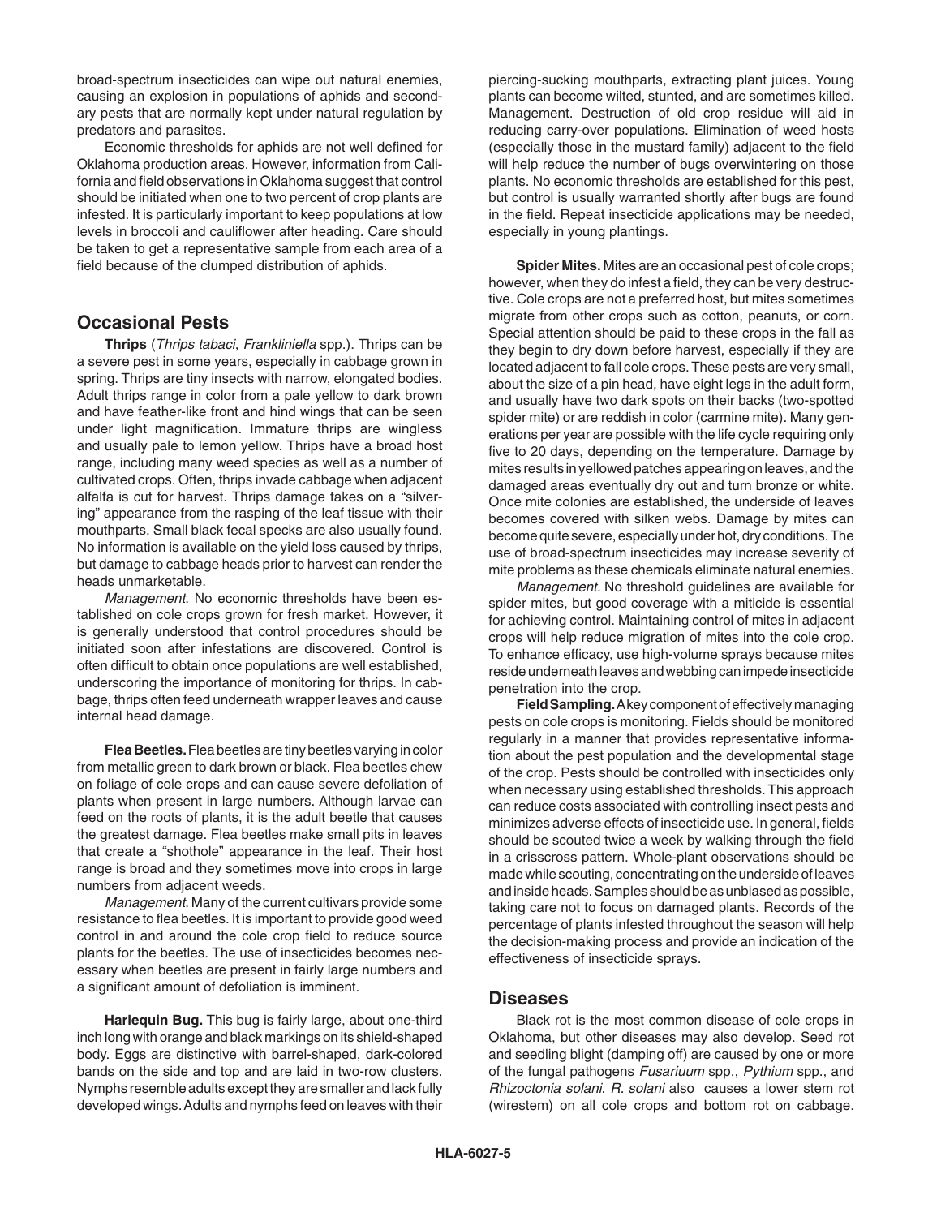broad-spectrum insecticides can wipe out natural enemies, causing an explosion in populations of aphids and secondary pests that are normally kept under natural regulation by predators and parasites.

Economic thresholds for aphids are not well defined for Oklahoma production areas. However, information from California and field observations in Oklahoma suggest that control should be initiated when one to two percent of crop plants are infested. It is particularly important to keep populations at low levels in broccoli and cauliflower after heading. Care should be taken to get a representative sample from each area of a field because of the clumped distribution of aphids.

## Occasional Pests

**Thrips** (*Thrips tabaci*, *Frankliniella* spp.). Thrips can be a severe pest in some years, especially in cabbage grown in spring. Thrips are tiny insects with narrow, elongated bodies. Adult thrips range in color from a pale yellow to dark brown and have feather-like front and hind wings that can be seen under light magnification. Immature thrips are wingless and usually pale to lemon yellow. Thrips have a broad host range, including many weed species as well as a number of cultivated crops. Often, thrips invade cabbage when adjacent alfalfa is cut for harvest. Thrips damage takes on a "silvering" appearance from the rasping of the leaf tissue with their mouthparts. Small black fecal specks are also usually found. No information is available on the yield loss caused by thrips, but damage to cabbage heads prior to harvest can render the heads unmarketable.

*Management.* No economic thresholds have been established on cole crops grown for fresh market. However, it is generally understood that control procedures should be initiated soon after infestations are discovered. Control is often difficult to obtain once populations are well established, underscoring the importance of monitoring for thrips. In cabbage, thrips often feed underneath wrapper leaves and cause internal head damage.

**Flea Beetles.** Flea beetles are tiny beetles varying in color from metallic green to dark brown or black. Flea beetles chew on foliage of cole crops and can cause severe defoliation of plants when present in large numbers. Although larvae can feed on the roots of plants, it is the adult beetle that causes the greatest damage. Flea beetles make small pits in leaves that create a "shothole" appearance in the leaf. Their host range is broad and they sometimes move into crops in large numbers from adjacent weeds.

*Management.* Many of the current cultivars provide some resistance to flea beetles. It is important to provide good weed control in and around the cole crop field to reduce source plants for the beetles. The use of insecticides becomes necessary when beetles are present in fairly large numbers and a significant amount of defoliation is imminent.

**Harlequin Bug.** This bug is fairly large, about one-third inch long with orange and black markings on its shield-shaped body. Eggs are distinctive with barrel-shaped, dark-colored bands on the side and top and are laid in two-row clusters. Nymphs resemble adults except they are smaller and lack fully developed wings. Adults and nymphs feed on leaves with their piercing-sucking mouthparts, extracting plant juices. Young plants can become wilted, stunted, and are sometimes killed. Management. Destruction of old crop residue will aid in reducing carry-over populations. Elimination of weed hosts (especially those in the mustard family) adjacent to the field will help reduce the number of bugs overwintering on those plants. No economic thresholds are established for this pest, but control is usually warranted shortly after bugs are found in the field. Repeat insecticide applications may be needed, especially in young plantings.

**Spider Mites.** Mites are an occasional pest of cole crops; however, when they do infest a field, they can be very destructive. Cole crops are not a preferred host, but mites sometimes migrate from other crops such as cotton, peanuts, or corn. Special attention should be paid to these crops in the fall as they begin to dry down before harvest, especially if they are located adjacent to fall cole crops. These pests are very small, about the size of a pin head, have eight legs in the adult form, and usually have two dark spots on their backs (two-spotted spider mite) or are reddish in color (carmine mite). Many generations per year are possible with the life cycle requiring only five to 20 days, depending on the temperature. Damage by mites results in yellowed patches appearing on leaves, and the damaged areas eventually dry out and turn bronze or white. Once mite colonies are established, the underside of leaves becomes covered with silken webs. Damage by mites can become quite severe, especially under hot, dry conditions. The use of broad-spectrum insecticides may increase severity of mite problems as these chemicals eliminate natural enemies.

*Management.* No threshold guidelines are available for spider mites, but good coverage with a miticide is essential for achieving control. Maintaining control of mites in adjacent crops will help reduce migration of mites into the cole crop. To enhance efficacy, use high-volume sprays because mites reside underneath leaves and webbing can impede insecticide penetration into the crop.

**Field Sampling.** A key component of effectively managing pests on cole crops is monitoring. Fields should be monitored regularly in a manner that provides representative information about the pest population and the developmental stage of the crop. Pests should be controlled with insecticides only when necessary using established thresholds. This approach can reduce costs associated with controlling insect pests and minimizes adverse effects of insecticide use. In general, fields should be scouted twice a week by walking through the field in a crisscross pattern. Whole-plant observations should be made while scouting, concentrating on the underside of leaves and inside heads. Samples should be as unbiased as possible, taking care not to focus on damaged plants. Records of the percentage of plants infested throughout the season will help the decision-making process and provide an indication of the effectiveness of insecticide sprays.

## Diseases

Black rot is the most common disease of cole crops in Oklahoma, but other diseases may also develop. Seed rot and seedling blight (damping off) are caused by one or more of the fungal pathogens *Fusariuum* spp., *Pythium* spp., and *Rhizoctonia solani*. *R. solani* also causes a lower stem rot (wirestem) on all cole crops and bottom rot on cabbage.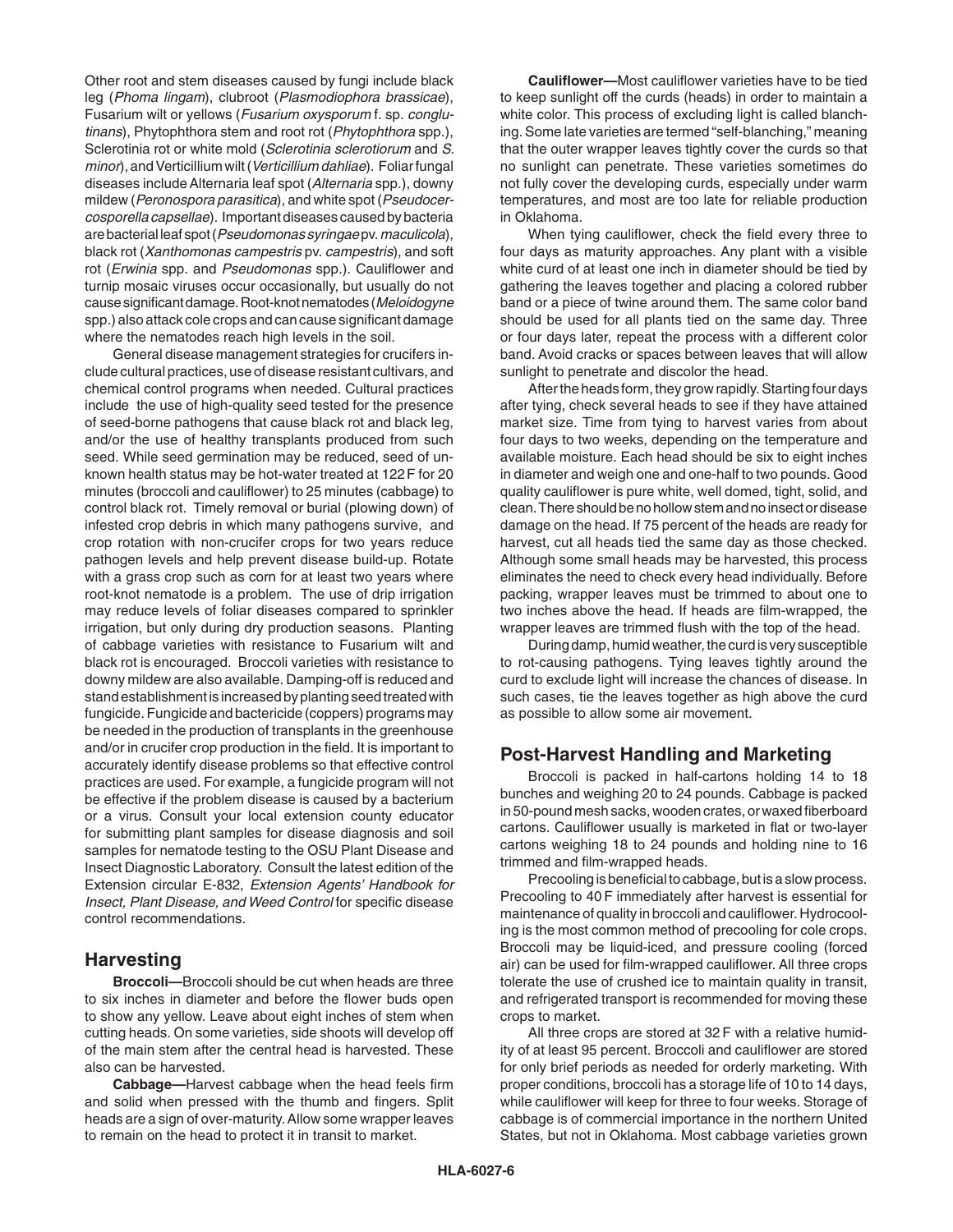Other root and stem diseases caused by fungi include black leg (*Phoma lingam*), clubroot (*Plasmodiophora brassicae*), Fusarium wilt or yellows (*Fusarium oxysporum* f. sp. *conglutinans*), Phytophthora stem and root rot (*Phytophthora* spp.), Sclerotinia rot or white mold (*Sclerotinia sclerotiorum* and *S. minor*), and Verticillium wilt (*Verticillium dahliae*). Foliar fungal diseases include Alternaria leaf spot (*Alternaria* spp.), downy mildew (*Peronospora parasitica*), and white spot (*Pseudocercosporella capsellae*). Important diseases caused by bacteria are bacterial leaf spot (*Pseudomonas syringae* pv. *maculicola*), black rot (*Xanthomonas campestris* pv. *campestris*), and soft rot (*Erwinia* spp. and *Pseudomonas* spp.). Cauliflower and turnip mosaic viruses occur occasionally, but usually do not cause significant damage. Root-knot nematodes (*Meloidogyne* spp.) also attack cole crops and can cause significant damage where the nematodes reach high levels in the soil.

General disease management strategies for crucifers include cultural practices, use of disease resistant cultivars, and chemical control programs when needed. Cultural practices include the use of high-quality seed tested for the presence of seed-borne pathogens that cause black rot and black leg, and/or the use of healthy transplants produced from such seed. While seed germination may be reduced, seed of unknown health status may be hot-water treated at 122 F for 20 minutes (broccoli and cauliflower) to 25 minutes (cabbage) to control black rot. Timely removal or burial (plowing down) of infested crop debris in which many pathogens survive, and crop rotation with non-crucifer crops for two years reduce pathogen levels and help prevent disease build-up. Rotate with a grass crop such as corn for at least two years where root-knot nematode is a problem. The use of drip irrigation may reduce levels of foliar diseases compared to sprinkler irrigation, but only during dry production seasons. Planting of cabbage varieties with resistance to Fusarium wilt and black rot is encouraged. Broccoli varieties with resistance to downy mildew are also available. Damping-off is reduced and stand establishment is increased by planting seed treated with fungicide. Fungicide and bactericide (coppers) programs may be needed in the production of transplants in the greenhouse and/or in crucifer crop production in the field. It is important to accurately identify disease problems so that effective control practices are used. For example, a fungicide program will not be effective if the problem disease is caused by a bacterium or a virus. Consult your local extension county educator for submitting plant samples for disease diagnosis and soil samples for nematode testing to the OSU Plant Disease and Insect Diagnostic Laboratory. Consult the latest edition of the Extension circular E-832, *Extension Agents' Handbook for Insect, Plant Disease, and Weed Control* for specific disease control recommendations.

## Harvesting

**Broccoli—**Broccoli should be cut when heads are three to six inches in diameter and before the flower buds open to show any yellow. Leave about eight inches of stem when cutting heads. On some varieties, side shoots will develop off of the main stem after the central head is harvested. These also can be harvested.

**Cabbage—**Harvest cabbage when the head feels firm and solid when pressed with the thumb and fingers. Split heads are a sign of over-maturity. Allow some wrapper leaves to remain on the head to protect it in transit to market.

**Cauliflower—**Most cauliflower varieties have to be tied to keep sunlight off the curds (heads) in order to maintain a white color. This process of excluding light is called blanching. Some late varieties are termed "self-blanching," meaning that the outer wrapper leaves tightly cover the curds so that no sunlight can penetrate. These varieties sometimes do not fully cover the developing curds, especially under warm temperatures, and most are too late for reliable production in Oklahoma.

When tying cauliflower, check the field every three to four days as maturity approaches. Any plant with a visible white curd of at least one inch in diameter should be tied by gathering the leaves together and placing a colored rubber band or a piece of twine around them. The same color band should be used for all plants tied on the same day. Three or four days later, repeat the process with a different color band. Avoid cracks or spaces between leaves that will allow sunlight to penetrate and discolor the head.

After the heads form, they grow rapidly. Starting four days after tying, check several heads to see if they have attained market size. Time from tying to harvest varies from about four days to two weeks, depending on the temperature and available moisture. Each head should be six to eight inches in diameter and weigh one and one-half to two pounds. Good quality cauliflower is pure white, well domed, tight, solid, and clean. There should be no hollow stem and no insect or disease damage on the head. If 75 percent of the heads are ready for harvest, cut all heads tied the same day as those checked. Although some small heads may be harvested, this process eliminates the need to check every head individually. Before packing, wrapper leaves must be trimmed to about one to two inches above the head. If heads are film-wrapped, the wrapper leaves are trimmed flush with the top of the head.

During damp, humid weather, the curd is very susceptible to rot-causing pathogens. Tying leaves tightly around the curd to exclude light will increase the chances of disease. In such cases, tie the leaves together as high above the curd as possible to allow some air movement.

## Post-Harvest Handling and Marketing

Broccoli is packed in half-cartons holding 14 to 18 bunches and weighing 20 to 24 pounds. Cabbage is packed in 50-pound mesh sacks, wooden crates, or waxed fiberboard cartons. Cauliflower usually is marketed in flat or two-layer cartons weighing 18 to 24 pounds and holding nine to 16 trimmed and film-wrapped heads.

Precooling is beneficial to cabbage, but is a slow process. Precooling to 40 F immediately after harvest is essential for maintenance of quality in broccoli and cauliflower. Hydrocooling is the most common method of precooling for cole crops. Broccoli may be liquid-iced, and pressure cooling (forced air) can be used for film-wrapped cauliflower. All three crops tolerate the use of crushed ice to maintain quality in transit, and refrigerated transport is recommended for moving these crops to market.

All three crops are stored at 32 F with a relative humidity of at least 95 percent. Broccoli and cauliflower are stored for only brief periods as needed for orderly marketing. With proper conditions, broccoli has a storage life of 10 to 14 days, while cauliflower will keep for three to four weeks. Storage of cabbage is of commercial importance in the northern United States, but not in Oklahoma. Most cabbage varieties grown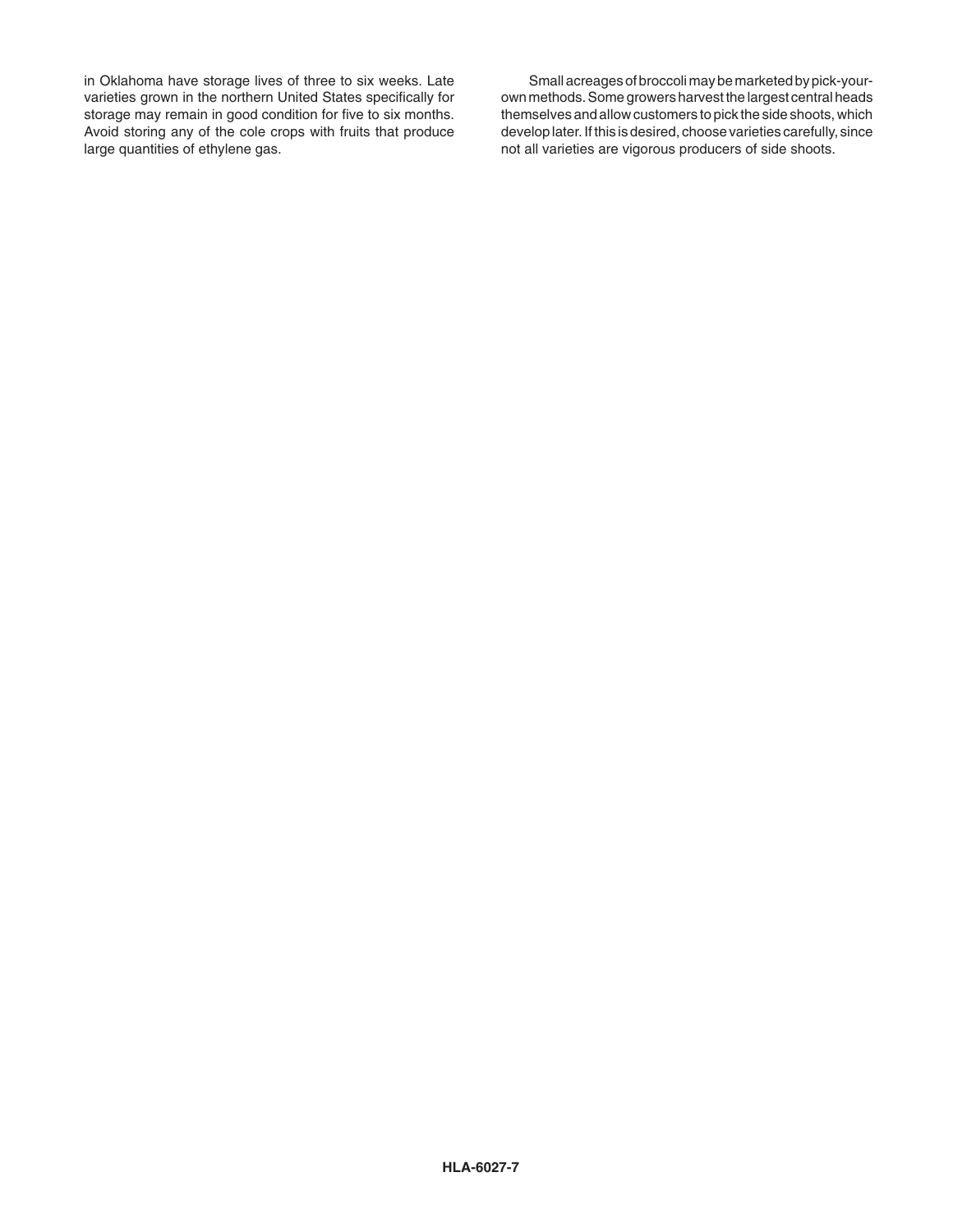in Oklahoma have storage lives of three to six weeks. Late varieties grown in the northern United States specifically for storage may remain in good condition for five to six months. Avoid storing any of the cole crops with fruits that produce large quantities of ethylene gas.

Small acreages of broccoli may be marketed by pick-your-own methods. Some growers harvest the largest central heads themselves and allow customers to pick the side shoots, which develop later. If this is desired, choose varieties carefully, since not all varieties are vigorous producers of side shoots.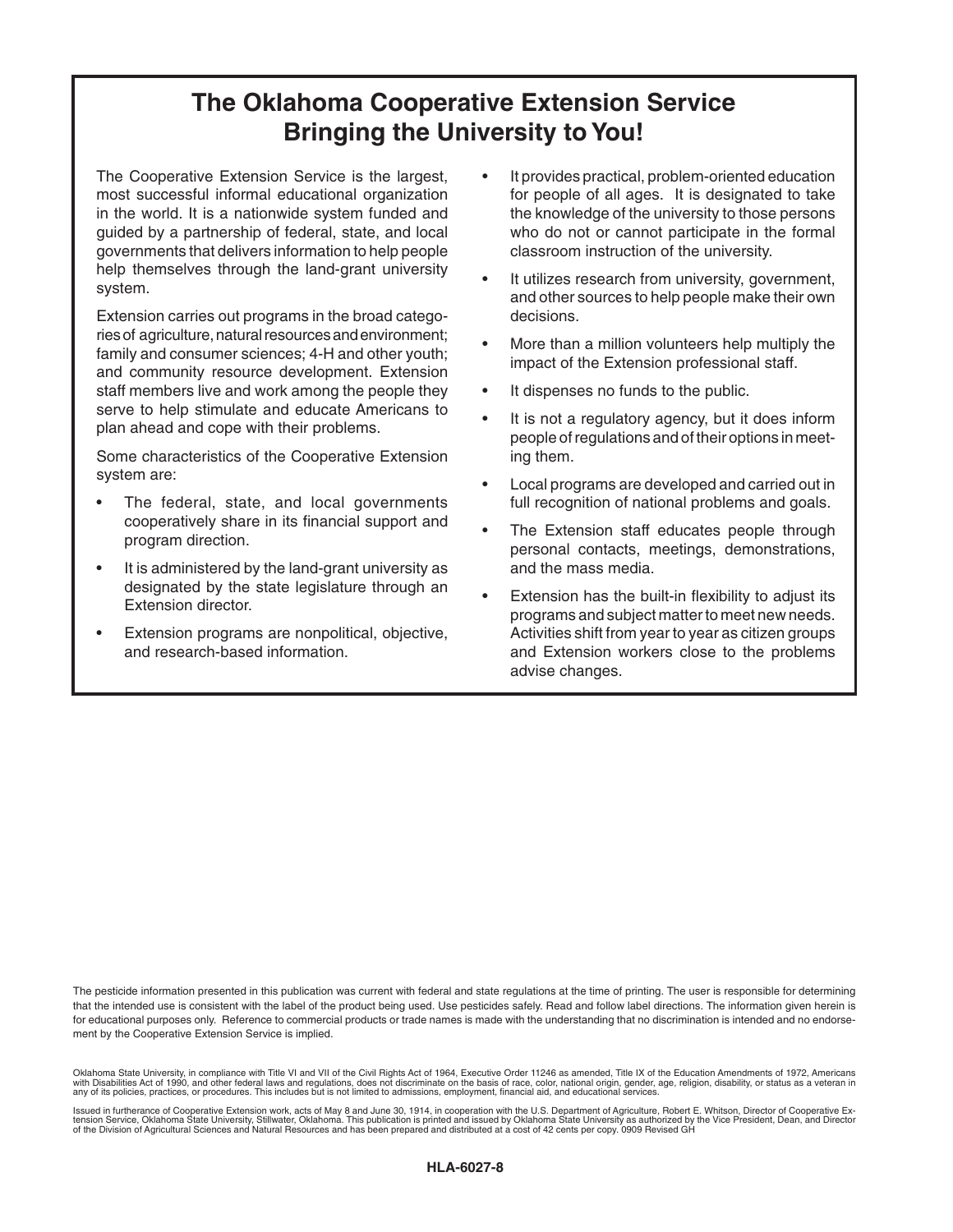# The Oklahoma Cooperative Extension Service Bringing the University to You!

The Cooperative Extension Service is the largest, most successful informal educational organization in the world. It is a nationwide system funded and guided by a partnership of federal, state, and local governments that delivers information to help people help themselves through the land-grant university system.

Extension carries out programs in the broad categories of agriculture, natural resources and environment; family and consumer sciences; 4-H and other youth; and community resource development. Extension staff members live and work among the people they serve to help stimulate and educate Americans to plan ahead and cope with their problems.

Some characteristics of the Cooperative Extension system are:

- The federal, state, and local governments cooperatively share in its financial support and program direction.
- It is administered by the land-grant university as designated by the state legislature through an Extension director.
- Extension programs are nonpolitical, objective, and research-based information.
- It provides practical, problem-oriented education for people of all ages. It is designated to take the knowledge of the university to those persons who do not or cannot participate in the formal classroom instruction of the university.
- It utilizes research from university, government, and other sources to help people make their own decisions.
- More than a million volunteers help multiply the impact of the Extension professional staff.
- It dispenses no funds to the public.
- It is not a regulatory agency, but it does inform people of regulations and of their options in meeting them.
- Local programs are developed and carried out in full recognition of national problems and goals.
- The Extension staff educates people through personal contacts, meetings, demonstrations, and the mass media.
- Extension has the built-in flexibility to adjust its programs and subject matter to meet new needs. Activities shift from year to year as citizen groups and Extension workers close to the problems advise changes.

The pesticide information presented in this publication was current with federal and state regulations at the time of printing. The user is responsible for determining that the intended use is consistent with the label of the product being used. Use pesticides safely. Read and follow label directions. The information given herein is for educational purposes only. Reference to commercial products or trade names is made with the understanding that no discrimination is intended and no endorsement by the Cooperative Extension Service is implied.

Oklahoma State University, in compliance with Title VI and VII of the Civil Rights Act of 1964, Executive Order 11246 as amended, Title IX of the Education Amendments of 1972, Americans with Disabilities Act of 1990, and other federal laws and regulations, does not discriminate on the basis of race, color, national origin, gender, age, religion, disability, or status as a veteran in any of its policies, practices, or procedures. This includes but is not limited to admissions, employment, financial aid, and educational services.

Issued in furtherance of Cooperative Extension work, acts of May 8 and June 30, 1914, in cooperation with the U.S. Department of Agriculture, Robert E. Whitson, Director of Cooperative Extension Service, Oklahoma State University, Stillwater, Oklahoma. This publication is printed and issued by Oklahoma State University as authorized by the Vice President, Dean, and Director of the Division of Agricultural Sciences and Natural Resources and has been prepared and distributed at a cost of 42 cents per copy. 0909 Revised GH

**HLA-6027-8**